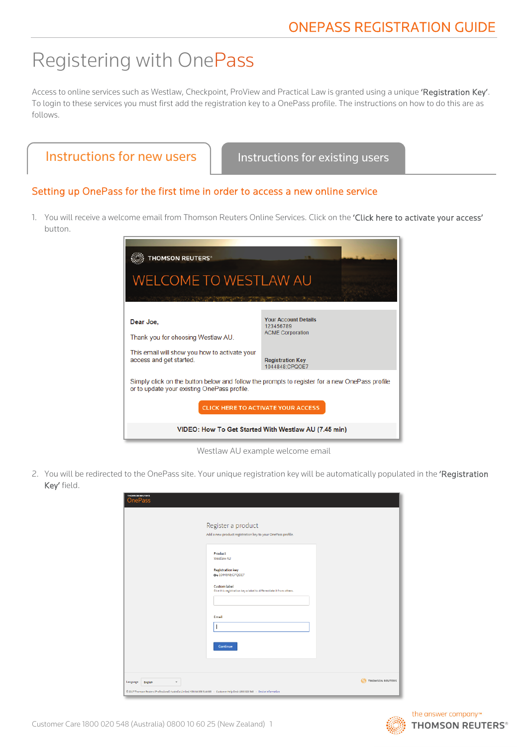# Registering with OnePass

Access to online services such as Westlaw, Checkpoint, ProView and Practical Law is granted using a unique **'Registration Key'**. To login to these services you must first add the registration key to a OnePass profile. The instructions on how to do this are as follows.

Instructions for new users | Instructions for existing users

## Setting up OnePass for the first time in order to access a new online service

1. You will receive a welcome email from Thomson Reuters Online Services. Click on the **'Click here to activate your access'** button.

THOMSON REUTERS

WELCOME TO WESTLAW AU

Dear Joe,

Thank you for choosing Westlaw AU.

This email will show you how to activate your access and get started.

Your Account Details
123456789
ACME Corporation

Registration Key
1044848:CPQOE7

Simply click on the button below and follow the prompts to register for a new OnePass profile or to update your existing OnePass profile.

CLICK HERE TO ACTIVATE YOUR ACCESS

VIDEO: How To Get Started With Westlaw AU (7.45 min)

Westlaw AU example welcome email

2. You will be redirected to the OnePass site. Your unique registration key will be automatically populated in the **'Registration Key'** field.

OnePass

Register a product

Add a new product registration key to your OnePass profile.

Product
Westlaw AU

Registration key
1044848:CPQOE7

Custom label
Give this registration key a label to differentiate it from others.

Email

Continue

Customer Care 1800 020 548 (Australia) 0800 10 60 25 (New Zealand)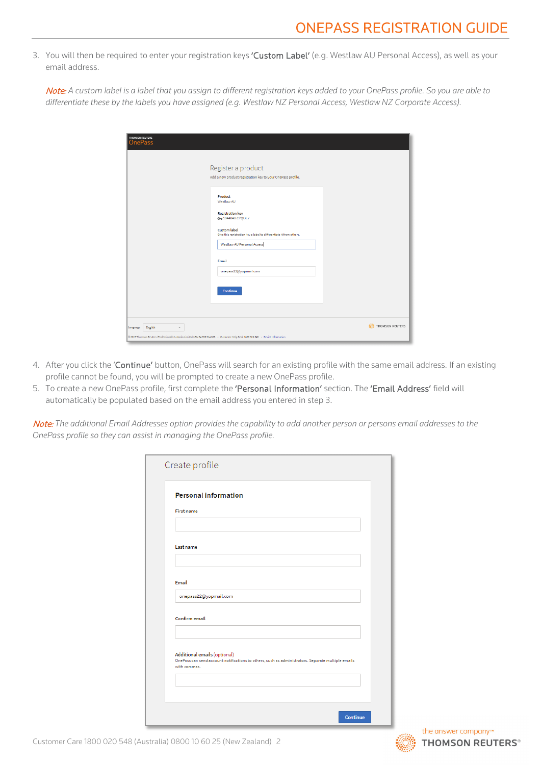3. You will then be required to enter your registration keys **'Custom Label'** (e.g. Westlaw AU Personal Access), as well as your email address.

   *Note: A custom label is a label that you assign to different registration keys added to your OnePass profile. So you are able to differentiate these by the labels you have assigned (e.g. Westlaw NZ Personal Access, Westlaw NZ Corporate Access).*

4. After you click the **'Continue'** button, OnePass will search for an existing profile with the same email address. If an existing profile cannot be found, you will be prompted to create a new OnePass profile.
5. To create a new OnePass profile, first complete the **'Personal Information'** section. The **'Email Address'** field will automatically be populated based on the email address you entered in step 3.

*Note: The additional Email Addresses option provides the capability to add another person or persons email addresses to the OnePass profile so they can assist in managing the OnePass profile.*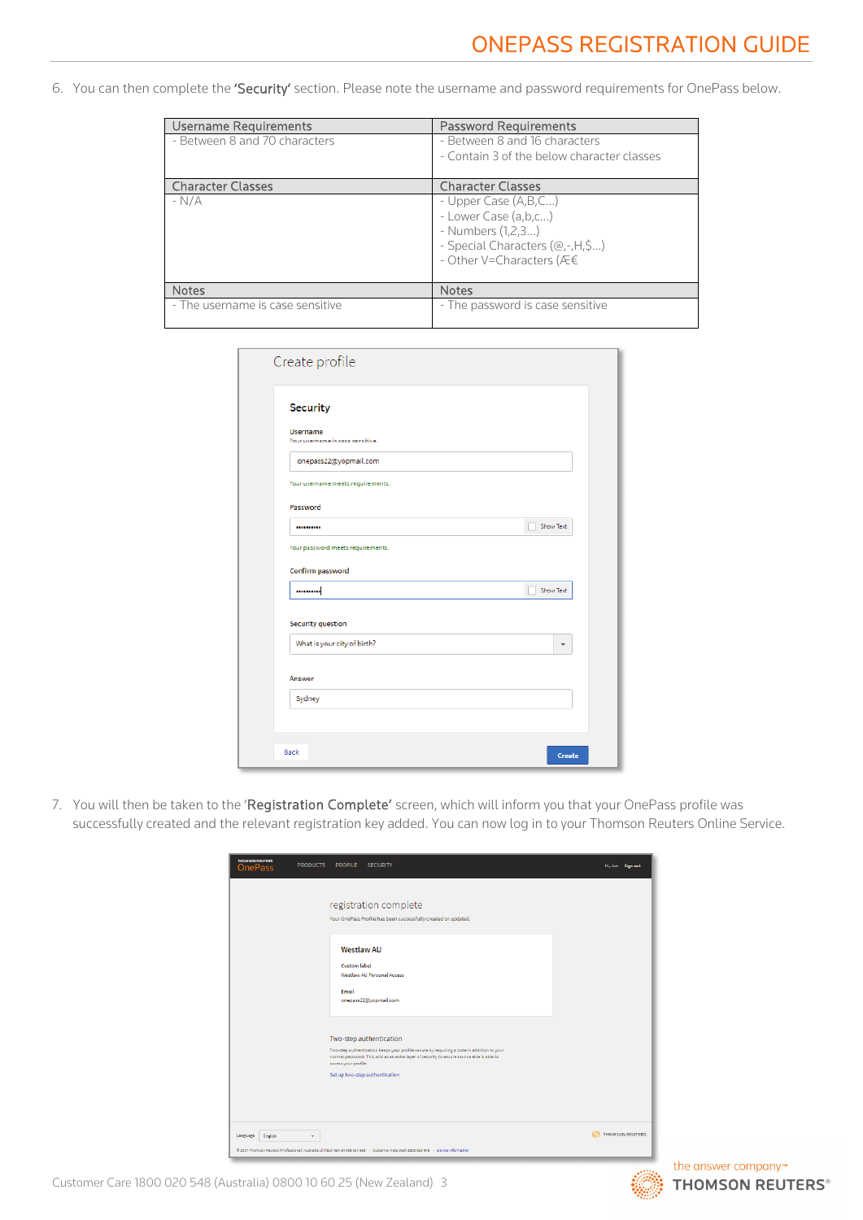6. You can then complete the **'Security'** section. Please note the username and password requirements for OnePass below.

| Username Requirements | Password Requirements |
|---|---|
| - Between 8 and 70 characters | - Between 8 and 16 characters<br>- Contain 3 of the below character classes |
| **Character Classes** | **Character Classes** |
| - N/A | - Upper Case (A,B,C...)<br>- Lower Case (a,b,c...)<br>- Numbers (1,2,3...)<br>- Special Characters (@,-,H,$...)<br>- Other V=Characters (Æ€ |
| **Notes** | **Notes** |
| - The username is case sensitive | - The password is case sensitive |

7. You will then be taken to the '**Registration Complete**' screen, which will inform you that your OnePass profile was successfully created and the relevant registration key added. You can now log in to your Thomson Reuters Online Service.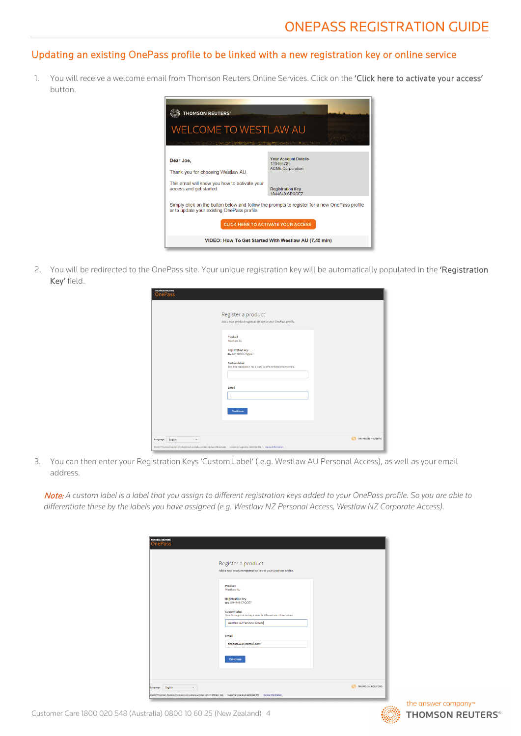## Updating an existing OnePass profile to be linked with a new registration key or online service

1. You will receive a welcome email from Thomson Reuters Online Services. Click on the '**Click here to activate your access**' button.

2. You will be redirected to the OnePass site. Your unique registration key will be automatically populated in the '**Registration Key**' field.

3. You can then enter your Registration Keys 'Custom Label' ( e.g. Westlaw AU Personal Access), as well as your email address.

*Note: A custom label is a label that you assign to different registration keys added to your OnePass profile. So you are able to differentiate these by the labels you have assigned (e.g. Westlaw NZ Personal Access, Westlaw NZ Corporate Access).*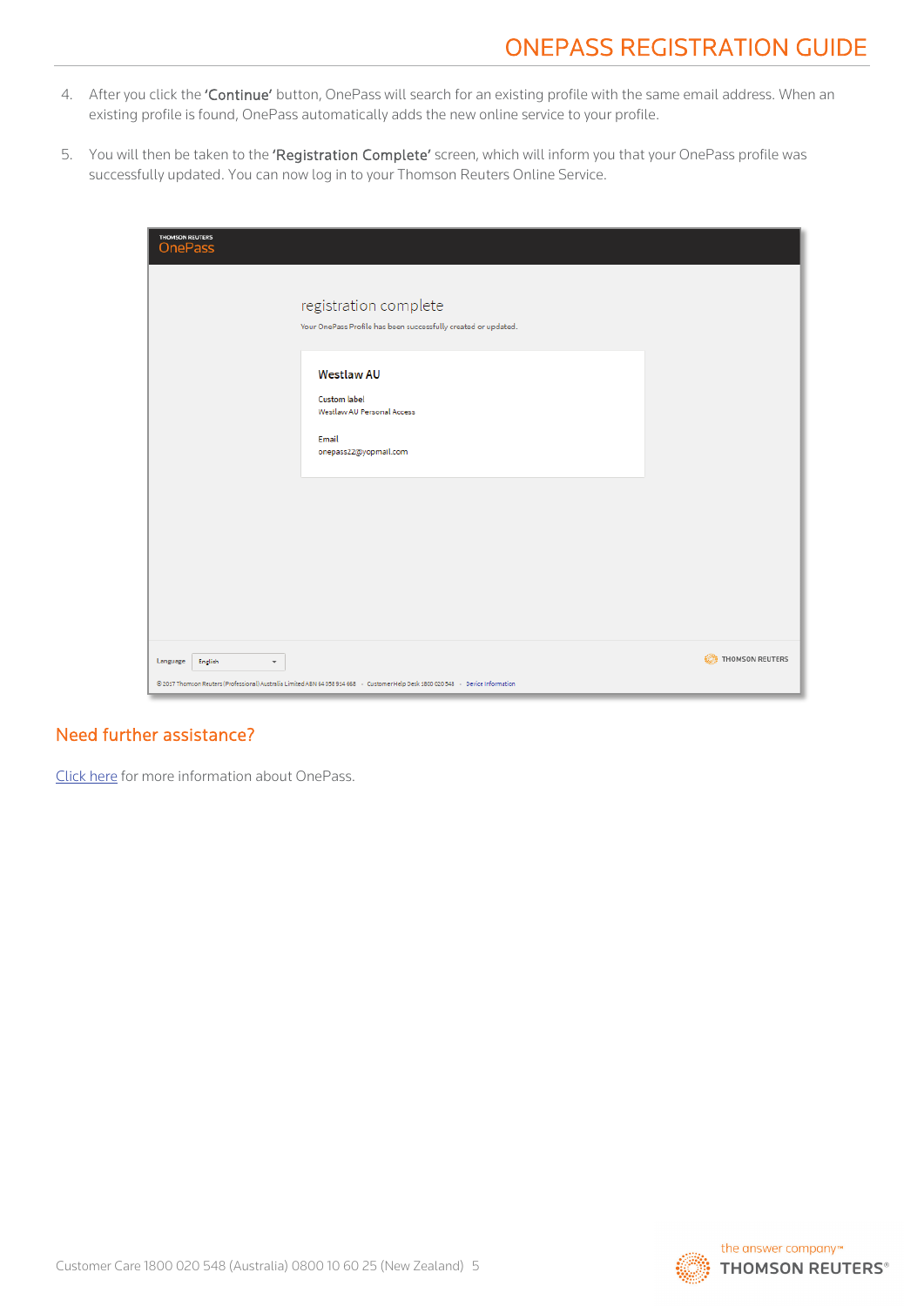4. After you click the **'Continue'** button, OnePass will search for an existing profile with the same email address. When an existing profile is found, OnePass automatically adds the new online service to your profile.

5. You will then be taken to the **'Registration Complete'** screen, which will inform you that your OnePass profile was successfully updated. You can now log in to your Thomson Reuters Online Service.

THOMSON REUTERS
OnePass

registration complete

Your OnePass Profile has been successfully created or updated.

**Westlaw AU**

Custom label
Westlaw AU Personal Access

Email
onepass22@yopmail.com

Language English

THOMSON REUTERS

© 2017 Thomson Reuters (Professional) Australia Limited ABN 64 058 914 668 · Customer Help Desk 1800 020 548 · Device Information

## Need further assistance?

[Click here](#) for more information about OnePass.

Customer Care 1800 020 548 (Australia) 0800 10 60 25 (New Zealand)

the answer company™
THOMSON REUTERS®